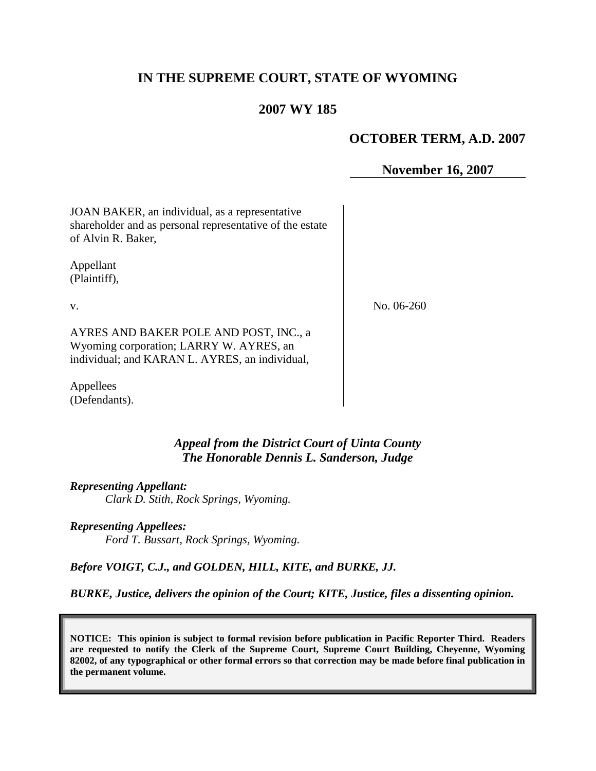# IN THE SUPREME COURT, STATE OF WYOMING

## 2007 WY 185

**OCTOBER TERM, A.D. 2007**

**November 16, 2007**

| | |
|---|---|
| JOAN BAKER, an individual, as a representative shareholder and as personal representative of the estate of Alvin R. Baker,<br><br>Appellant<br>(Plaintiff),<br><br>v.<br><br>AYRES AND BAKER POLE AND POST, INC., a Wyoming corporation; LARRY W. AYRES, an individual; and KARAN L. AYRES, an individual,<br><br>Appellees<br>(Defendants). | No. 06-260 |

***Appeal from the District Court of Uinta County***
***The Honorable Dennis L. Sanderson, Judge***

***Representing Appellant:***
*Clark D. Stith, Rock Springs, Wyoming.*

***Representing Appellees:***
*Ford T. Bussart, Rock Springs, Wyoming.*

***Before VOIGT, C.J., and GOLDEN, HILL, KITE, and BURKE, JJ.***

***BURKE, Justice, delivers the opinion of the Court; KITE, Justice, files a dissenting opinion.***

**NOTICE: This opinion is subject to formal revision before publication in Pacific Reporter Third. Readers are requested to notify the Clerk of the Supreme Court, Supreme Court Building, Cheyenne, Wyoming 82002, of any typographical or other formal errors so that correction may be made before final publication in the permanent volume.**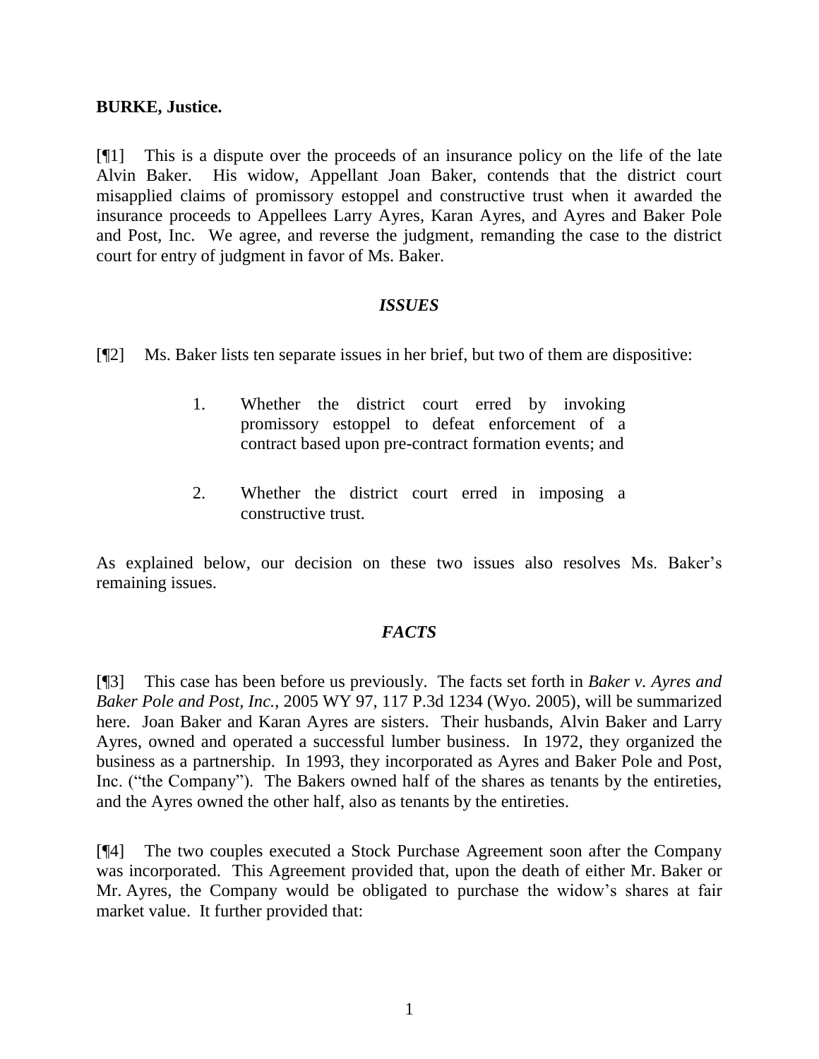**BURKE, Justice.**

[¶1] This is a dispute over the proceeds of an insurance policy on the life of the late Alvin Baker. His widow, Appellant Joan Baker, contends that the district court misapplied claims of promissory estoppel and constructive trust when it awarded the insurance proceeds to Appellees Larry Ayres, Karan Ayres, and Ayres and Baker Pole and Post, Inc. We agree, and reverse the judgment, remanding the case to the district court for entry of judgment in favor of Ms. Baker.

### *ISSUES*

[¶2] Ms. Baker lists ten separate issues in her brief, but two of them are dispositive:

> 1. Whether the district court erred by invoking promissory estoppel to defeat enforcement of a contract based upon pre-contract formation events; and
>
> 2. Whether the district court erred in imposing a constructive trust.

As explained below, our decision on these two issues also resolves Ms. Baker's remaining issues.

### *FACTS*

[¶3] This case has been before us previously. The facts set forth in *Baker v. Ayres and Baker Pole and Post, Inc.*, 2005 WY 97, 117 P.3d 1234 (Wyo. 2005), will be summarized here. Joan Baker and Karan Ayres are sisters. Their husbands, Alvin Baker and Larry Ayres, owned and operated a successful lumber business. In 1972, they organized the business as a partnership. In 1993, they incorporated as Ayres and Baker Pole and Post, Inc. ("the Company"). The Bakers owned half of the shares as tenants by the entireties, and the Ayres owned the other half, also as tenants by the entireties.

[¶4] The two couples executed a Stock Purchase Agreement soon after the Company was incorporated. This Agreement provided that, upon the death of either Mr. Baker or Mr. Ayres, the Company would be obligated to purchase the widow's shares at fair market value. It further provided that: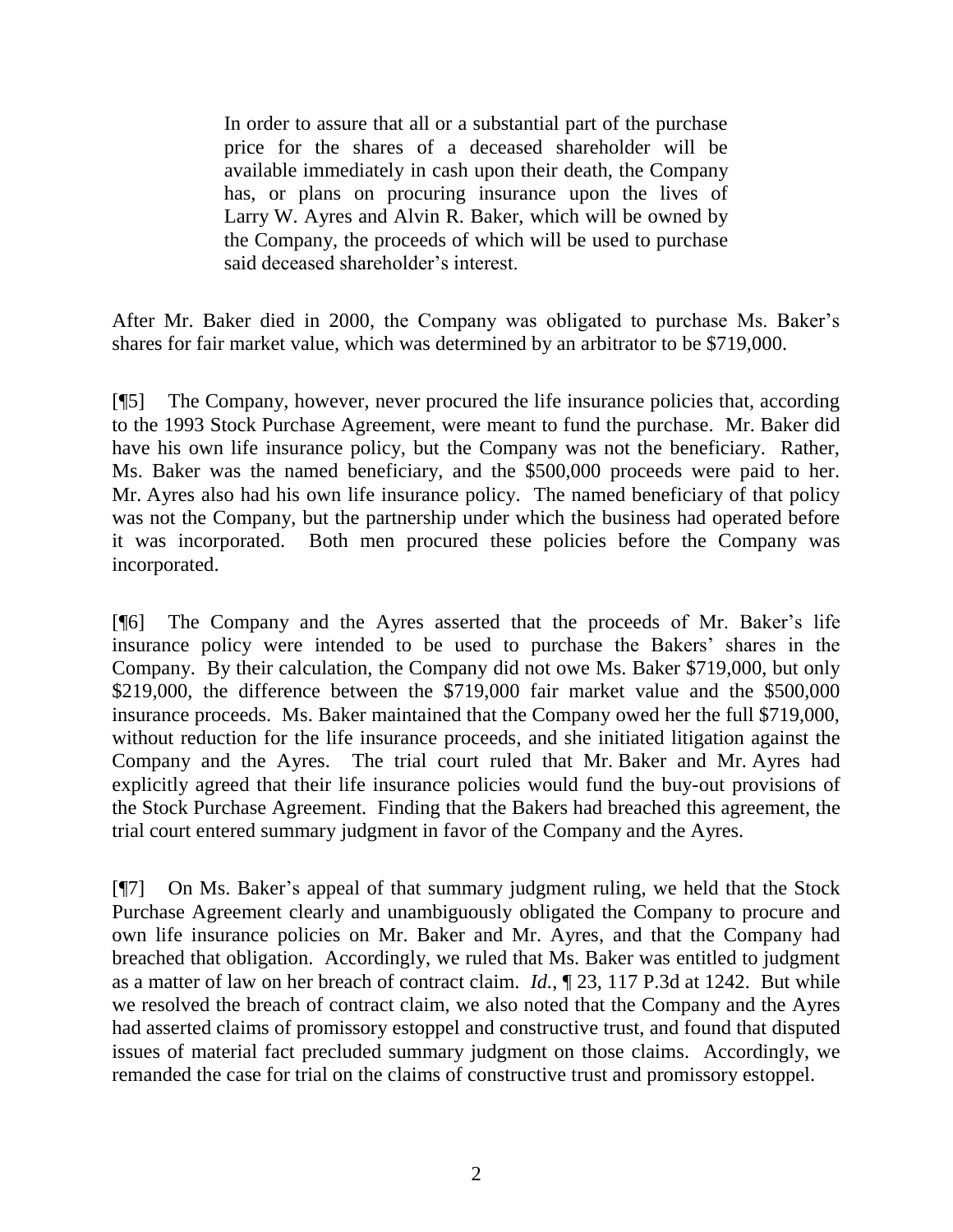> In order to assure that all or a substantial part of the purchase price for the shares of a deceased shareholder will be available immediately in cash upon their death, the Company has, or plans on procuring insurance upon the lives of Larry W. Ayres and Alvin R. Baker, which will be owned by the Company, the proceeds of which will be used to purchase said deceased shareholder's interest.

After Mr. Baker died in 2000, the Company was obligated to purchase Ms. Baker's shares for fair market value, which was determined by an arbitrator to be $719,000.

[¶5] The Company, however, never procured the life insurance policies that, according to the 1993 Stock Purchase Agreement, were meant to fund the purchase. Mr. Baker did have his own life insurance policy, but the Company was not the beneficiary. Rather, Ms. Baker was the named beneficiary, and the $500,000 proceeds were paid to her. Mr. Ayres also had his own life insurance policy. The named beneficiary of that policy was not the Company, but the partnership under which the business had operated before it was incorporated. Both men procured these policies before the Company was incorporated.

[¶6] The Company and the Ayres asserted that the proceeds of Mr. Baker's life insurance policy were intended to be used to purchase the Bakers' shares in the Company. By their calculation, the Company did not owe Ms. Baker $719,000, but only $219,000, the difference between the $719,000 fair market value and the $500,000 insurance proceeds. Ms. Baker maintained that the Company owed her the full $719,000, without reduction for the life insurance proceeds, and she initiated litigation against the Company and the Ayres. The trial court ruled that Mr. Baker and Mr. Ayres had explicitly agreed that their life insurance policies would fund the buy-out provisions of the Stock Purchase Agreement. Finding that the Bakers had breached this agreement, the trial court entered summary judgment in favor of the Company and the Ayres.

[¶7] On Ms. Baker's appeal of that summary judgment ruling, we held that the Stock Purchase Agreement clearly and unambiguously obligated the Company to procure and own life insurance policies on Mr. Baker and Mr. Ayres, and that the Company had breached that obligation. Accordingly, we ruled that Ms. Baker was entitled to judgment as a matter of law on her breach of contract claim. *Id.*, ¶ 23, 117 P.3d at 1242. But while we resolved the breach of contract claim, we also noted that the Company and the Ayres had asserted claims of promissory estoppel and constructive trust, and found that disputed issues of material fact precluded summary judgment on those claims. Accordingly, we remanded the case for trial on the claims of constructive trust and promissory estoppel.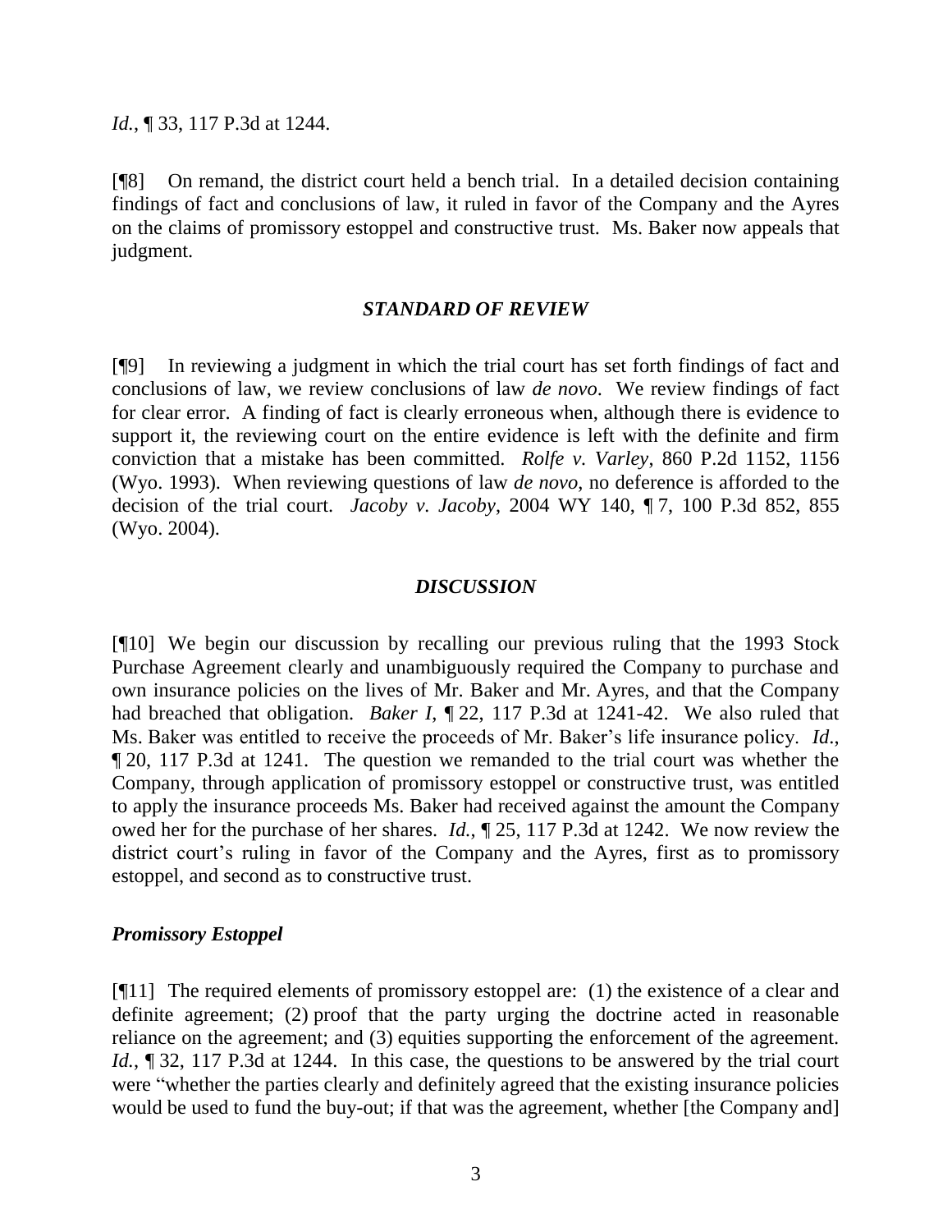*Id.*, ¶ 33, 117 P.3d at 1244.

[¶8] On remand, the district court held a bench trial. In a detailed decision containing findings of fact and conclusions of law, it ruled in favor of the Company and the Ayres on the claims of promissory estoppel and constructive trust. Ms. Baker now appeals that judgment.

### *STANDARD OF REVIEW*

[¶9] In reviewing a judgment in which the trial court has set forth findings of fact and conclusions of law, we review conclusions of law *de novo*. We review findings of fact for clear error. A finding of fact is clearly erroneous when, although there is evidence to support it, the reviewing court on the entire evidence is left with the definite and firm conviction that a mistake has been committed. *Rolfe v. Varley*, 860 P.2d 1152, 1156 (Wyo. 1993). When reviewing questions of law *de novo*, no deference is afforded to the decision of the trial court. *Jacoby v. Jacoby*, 2004 WY 140, ¶ 7, 100 P.3d 852, 855 (Wyo. 2004).

### *DISCUSSION*

[¶10] We begin our discussion by recalling our previous ruling that the 1993 Stock Purchase Agreement clearly and unambiguously required the Company to purchase and own insurance policies on the lives of Mr. Baker and Mr. Ayres, and that the Company had breached that obligation. *Baker I*, ¶ 22, 117 P.3d at 1241-42. We also ruled that Ms. Baker was entitled to receive the proceeds of Mr. Baker's life insurance policy. *Id.*, ¶ 20, 117 P.3d at 1241. The question we remanded to the trial court was whether the Company, through application of promissory estoppel or constructive trust, was entitled to apply the insurance proceeds Ms. Baker had received against the amount the Company owed her for the purchase of her shares. *Id.*, ¶ 25, 117 P.3d at 1242. We now review the district court's ruling in favor of the Company and the Ayres, first as to promissory estoppel, and second as to constructive trust.

#### *Promissory Estoppel*

[¶11] The required elements of promissory estoppel are: (1) the existence of a clear and definite agreement; (2) proof that the party urging the doctrine acted in reasonable reliance on the agreement; and (3) equities supporting the enforcement of the agreement. *Id.*, ¶ 32, 117 P.3d at 1244. In this case, the questions to be answered by the trial court were "whether the parties clearly and definitely agreed that the existing insurance policies would be used to fund the buy-out; if that was the agreement, whether [the Company and]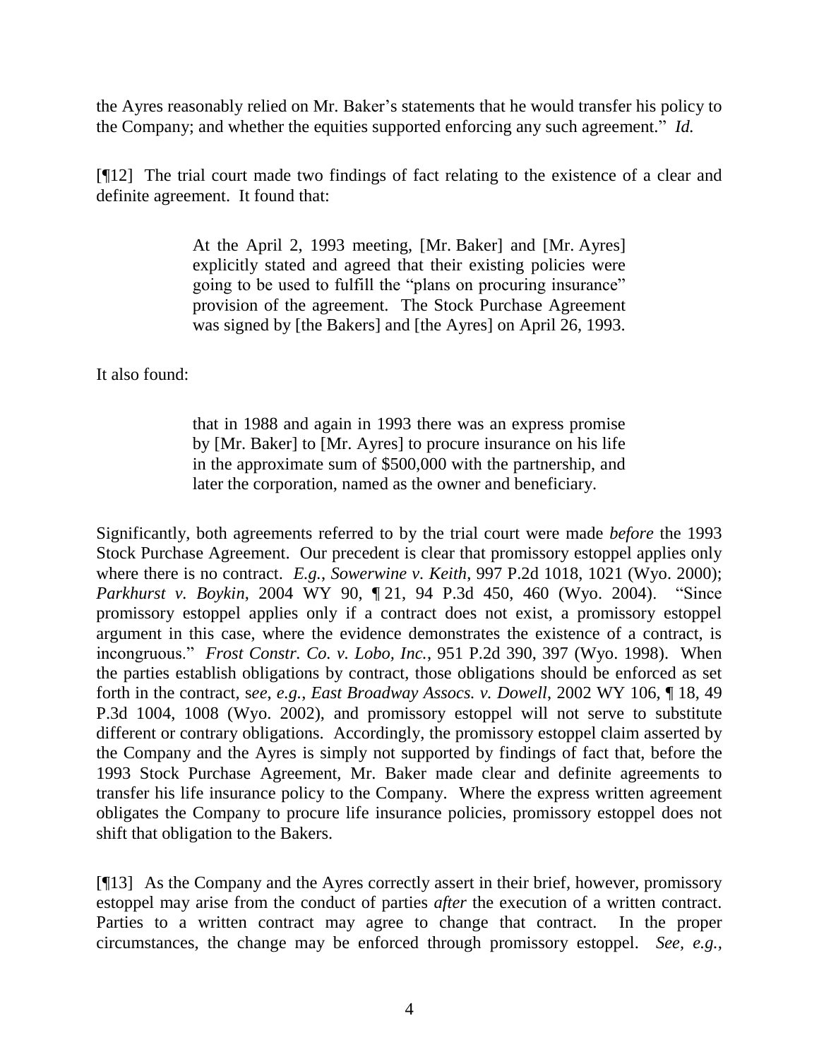the Ayres reasonably relied on Mr. Baker's statements that he would transfer his policy to the Company; and whether the equities supported enforcing any such agreement." *Id.*

[¶12] The trial court made two findings of fact relating to the existence of a clear and definite agreement. It found that:

> At the April 2, 1993 meeting, [Mr. Baker] and [Mr. Ayres] explicitly stated and agreed that their existing policies were going to be used to fulfill the "plans on procuring insurance" provision of the agreement. The Stock Purchase Agreement was signed by [the Bakers] and [the Ayres] on April 26, 1993.

It also found:

> that in 1988 and again in 1993 there was an express promise by [Mr. Baker] to [Mr. Ayres] to procure insurance on his life in the approximate sum of $500,000 with the partnership, and later the corporation, named as the owner and beneficiary.

Significantly, both agreements referred to by the trial court were made *before* the 1993 Stock Purchase Agreement. Our precedent is clear that promissory estoppel applies only where there is no contract. *E.g.*, *Sowerwine v. Keith*, 997 P.2d 1018, 1021 (Wyo. 2000); *Parkhurst v. Boykin*, 2004 WY 90, ¶ 21, 94 P.3d 450, 460 (Wyo. 2004). "Since promissory estoppel applies only if a contract does not exist, a promissory estoppel argument in this case, where the evidence demonstrates the existence of a contract, is incongruous." *Frost Constr. Co. v. Lobo, Inc.*, 951 P.2d 390, 397 (Wyo. 1998). When the parties establish obligations by contract, those obligations should be enforced as set forth in the contract, *see, e.g.*, *East Broadway Assocs. v. Dowell*, 2002 WY 106, ¶ 18, 49 P.3d 1004, 1008 (Wyo. 2002), and promissory estoppel will not serve to substitute different or contrary obligations. Accordingly, the promissory estoppel claim asserted by the Company and the Ayres is simply not supported by findings of fact that, before the 1993 Stock Purchase Agreement, Mr. Baker made clear and definite agreements to transfer his life insurance policy to the Company. Where the express written agreement obligates the Company to procure life insurance policies, promissory estoppel does not shift that obligation to the Bakers.

[¶13] As the Company and the Ayres correctly assert in their brief, however, promissory estoppel may arise from the conduct of parties *after* the execution of a written contract. Parties to a written contract may agree to change that contract. In the proper circumstances, the change may be enforced through promissory estoppel. *See, e.g.*,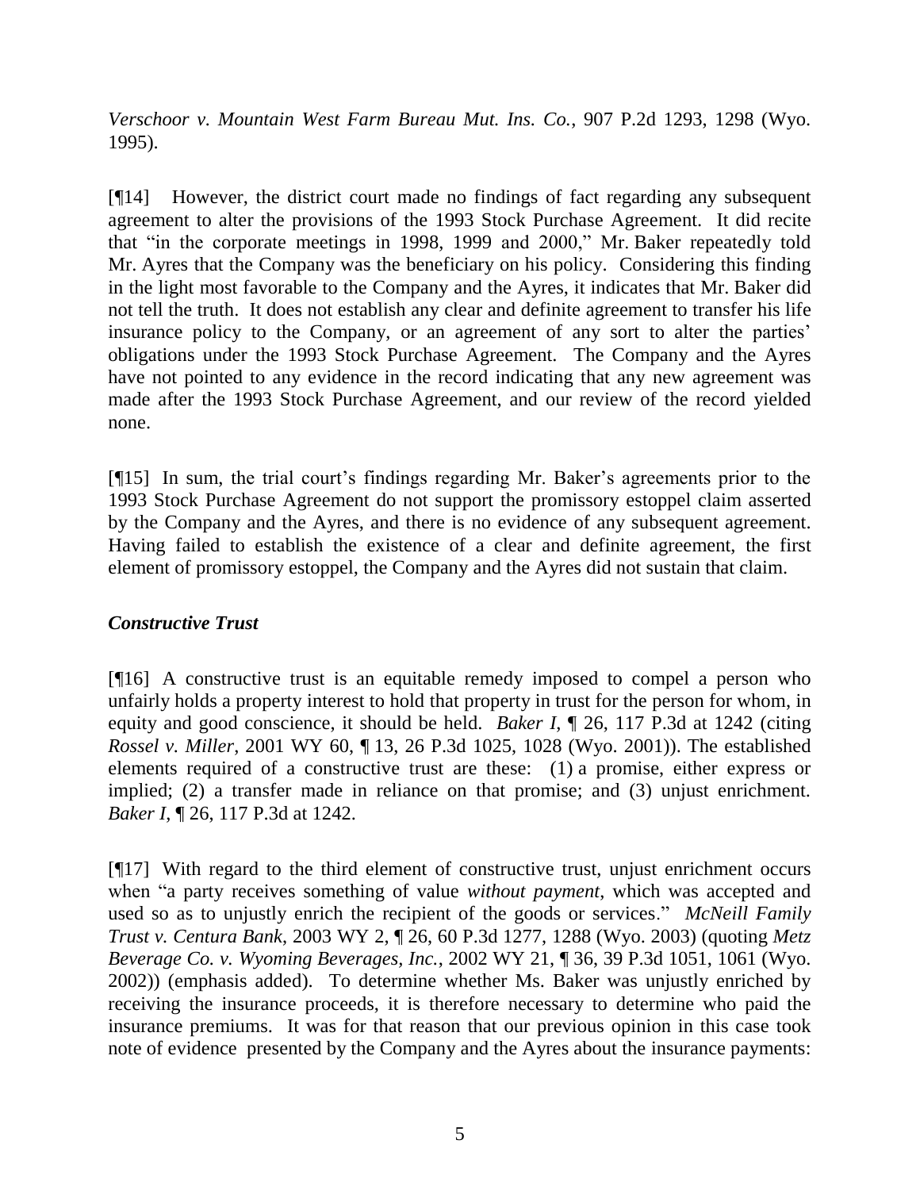*Verschoor v. Mountain West Farm Bureau Mut. Ins. Co.*, 907 P.2d 1293, 1298 (Wyo. 1995).

[¶14] However, the district court made no findings of fact regarding any subsequent agreement to alter the provisions of the 1993 Stock Purchase Agreement. It did recite that "in the corporate meetings in 1998, 1999 and 2000," Mr. Baker repeatedly told Mr. Ayres that the Company was the beneficiary on his policy. Considering this finding in the light most favorable to the Company and the Ayres, it indicates that Mr. Baker did not tell the truth. It does not establish any clear and definite agreement to transfer his life insurance policy to the Company, or an agreement of any sort to alter the parties' obligations under the 1993 Stock Purchase Agreement. The Company and the Ayres have not pointed to any evidence in the record indicating that any new agreement was made after the 1993 Stock Purchase Agreement, and our review of the record yielded none.

[¶15] In sum, the trial court's findings regarding Mr. Baker's agreements prior to the 1993 Stock Purchase Agreement do not support the promissory estoppel claim asserted by the Company and the Ayres, and there is no evidence of any subsequent agreement. Having failed to establish the existence of a clear and definite agreement, the first element of promissory estoppel, the Company and the Ayres did not sustain that claim.

### *Constructive Trust*

[¶16] A constructive trust is an equitable remedy imposed to compel a person who unfairly holds a property interest to hold that property in trust for the person for whom, in equity and good conscience, it should be held. *Baker I*, ¶ 26, 117 P.3d at 1242 (citing *Rossel v. Miller*, 2001 WY 60, ¶ 13, 26 P.3d 1025, 1028 (Wyo. 2001)). The established elements required of a constructive trust are these: (1) a promise, either express or implied; (2) a transfer made in reliance on that promise; and (3) unjust enrichment. *Baker I*, ¶ 26, 117 P.3d at 1242.

[¶17] With regard to the third element of constructive trust, unjust enrichment occurs when "a party receives something of value *without payment*, which was accepted and used so as to unjustly enrich the recipient of the goods or services." *McNeill Family Trust v. Centura Bank*, 2003 WY 2, ¶ 26, 60 P.3d 1277, 1288 (Wyo. 2003) (quoting *Metz Beverage Co. v. Wyoming Beverages, Inc.*, 2002 WY 21, ¶ 36, 39 P.3d 1051, 1061 (Wyo. 2002)) (emphasis added). To determine whether Ms. Baker was unjustly enriched by receiving the insurance proceeds, it is therefore necessary to determine who paid the insurance premiums. It was for that reason that our previous opinion in this case took note of evidence presented by the Company and the Ayres about the insurance payments: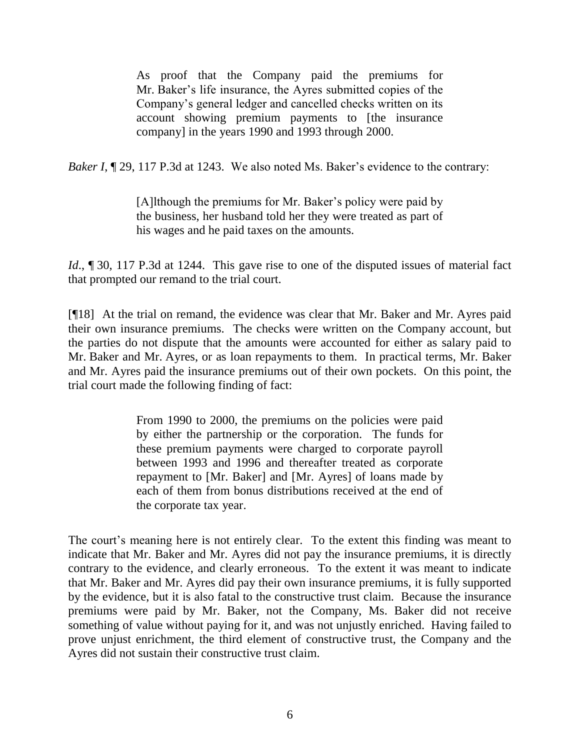> As proof that the Company paid the premiums for Mr. Baker's life insurance, the Ayres submitted copies of the Company's general ledger and cancelled checks written on its account showing premium payments to [the insurance company] in the years 1990 and 1993 through 2000.

*Baker I*, ¶ 29, 117 P.3d at 1243. We also noted Ms. Baker's evidence to the contrary:

> [A]lthough the premiums for Mr. Baker's policy were paid by the business, her husband told her they were treated as part of his wages and he paid taxes on the amounts.

*Id*., ¶ 30, 117 P.3d at 1244. This gave rise to one of the disputed issues of material fact that prompted our remand to the trial court.

[¶18] At the trial on remand, the evidence was clear that Mr. Baker and Mr. Ayres paid their own insurance premiums. The checks were written on the Company account, but the parties do not dispute that the amounts were accounted for either as salary paid to Mr. Baker and Mr. Ayres, or as loan repayments to them. In practical terms, Mr. Baker and Mr. Ayres paid the insurance premiums out of their own pockets. On this point, the trial court made the following finding of fact:

> From 1990 to 2000, the premiums on the policies were paid by either the partnership or the corporation. The funds for these premium payments were charged to corporate payroll between 1993 and 1996 and thereafter treated as corporate repayment to [Mr. Baker] and [Mr. Ayres] of loans made by each of them from bonus distributions received at the end of the corporate tax year.

The court's meaning here is not entirely clear. To the extent this finding was meant to indicate that Mr. Baker and Mr. Ayres did not pay the insurance premiums, it is directly contrary to the evidence, and clearly erroneous. To the extent it was meant to indicate that Mr. Baker and Mr. Ayres did pay their own insurance premiums, it is fully supported by the evidence, but it is also fatal to the constructive trust claim. Because the insurance premiums were paid by Mr. Baker, not the Company, Ms. Baker did not receive something of value without paying for it, and was not unjustly enriched. Having failed to prove unjust enrichment, the third element of constructive trust, the Company and the Ayres did not sustain their constructive trust claim.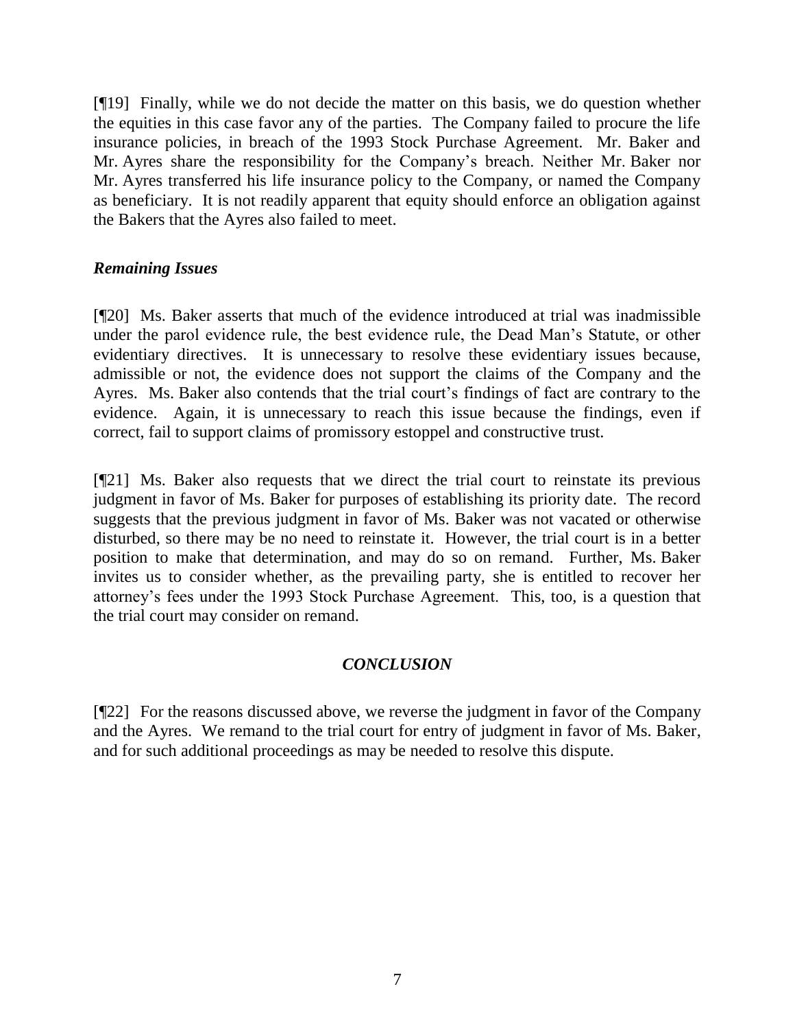[¶19] Finally, while we do not decide the matter on this basis, we do question whether the equities in this case favor any of the parties. The Company failed to procure the life insurance policies, in breach of the 1993 Stock Purchase Agreement. Mr. Baker and Mr. Ayres share the responsibility for the Company's breach. Neither Mr. Baker nor Mr. Ayres transferred his life insurance policy to the Company, or named the Company as beneficiary. It is not readily apparent that equity should enforce an obligation against the Bakers that the Ayres also failed to meet.

### *Remaining Issues*

[¶20] Ms. Baker asserts that much of the evidence introduced at trial was inadmissible under the parol evidence rule, the best evidence rule, the Dead Man's Statute, or other evidentiary directives. It is unnecessary to resolve these evidentiary issues because, admissible or not, the evidence does not support the claims of the Company and the Ayres. Ms. Baker also contends that the trial court's findings of fact are contrary to the evidence. Again, it is unnecessary to reach this issue because the findings, even if correct, fail to support claims of promissory estoppel and constructive trust.

[¶21] Ms. Baker also requests that we direct the trial court to reinstate its previous judgment in favor of Ms. Baker for purposes of establishing its priority date. The record suggests that the previous judgment in favor of Ms. Baker was not vacated or otherwise disturbed, so there may be no need to reinstate it. However, the trial court is in a better position to make that determination, and may do so on remand. Further, Ms. Baker invites us to consider whether, as the prevailing party, she is entitled to recover her attorney's fees under the 1993 Stock Purchase Agreement. This, too, is a question that the trial court may consider on remand.

## *CONCLUSION*

[¶22] For the reasons discussed above, we reverse the judgment in favor of the Company and the Ayres. We remand to the trial court for entry of judgment in favor of Ms. Baker, and for such additional proceedings as may be needed to resolve this dispute.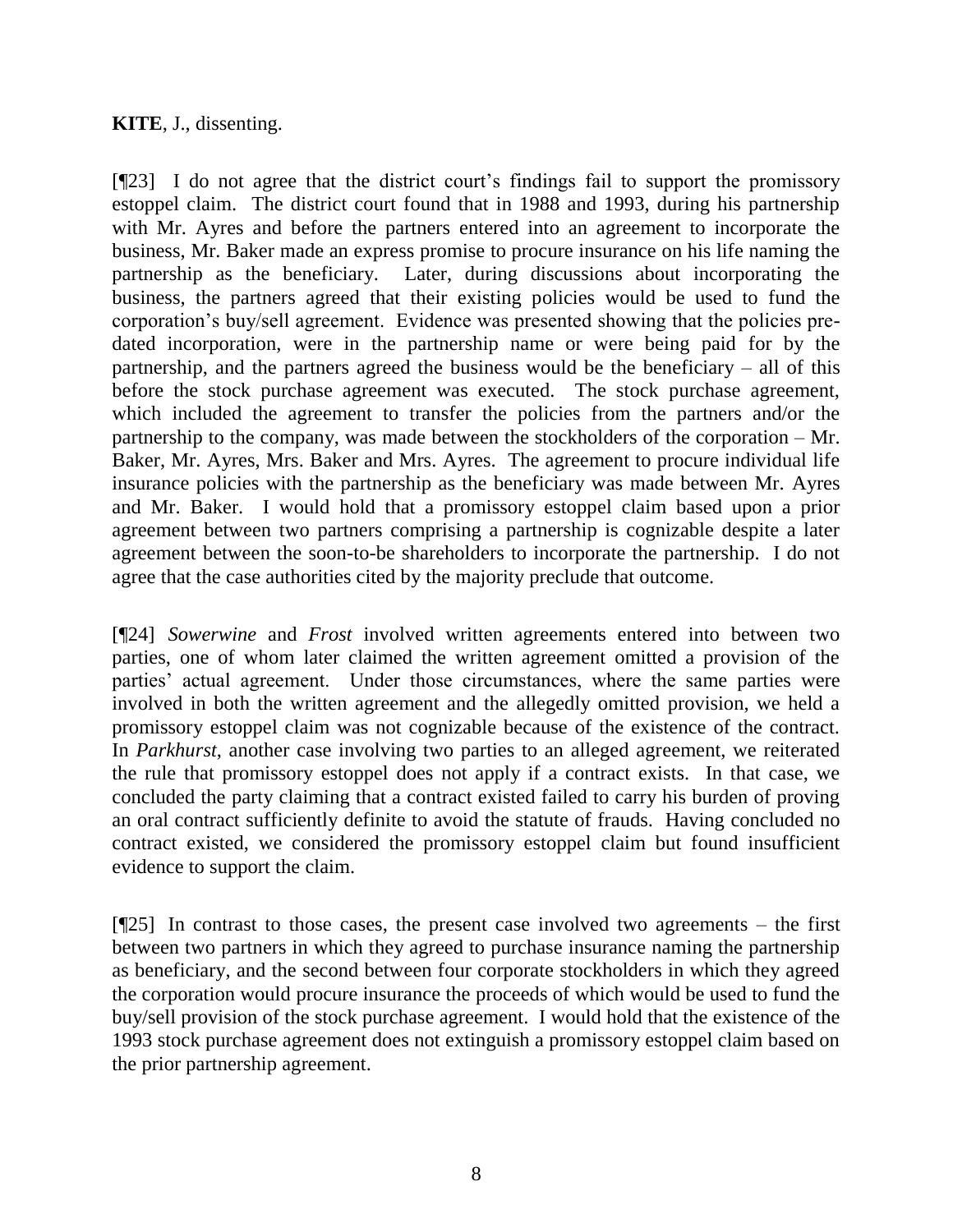**KITE**, J., dissenting.

[¶23] I do not agree that the district court's findings fail to support the promissory estoppel claim. The district court found that in 1988 and 1993, during his partnership with Mr. Ayres and before the partners entered into an agreement to incorporate the business, Mr. Baker made an express promise to procure insurance on his life naming the partnership as the beneficiary. Later, during discussions about incorporating the business, the partners agreed that their existing policies would be used to fund the corporation's buy/sell agreement. Evidence was presented showing that the policies pre-dated incorporation, were in the partnership name or were being paid for by the partnership, and the partners agreed the business would be the beneficiary – all of this before the stock purchase agreement was executed. The stock purchase agreement, which included the agreement to transfer the policies from the partners and/or the partnership to the company, was made between the stockholders of the corporation – Mr. Baker, Mr. Ayres, Mrs. Baker and Mrs. Ayres. The agreement to procure individual life insurance policies with the partnership as the beneficiary was made between Mr. Ayres and Mr. Baker. I would hold that a promissory estoppel claim based upon a prior agreement between two partners comprising a partnership is cognizable despite a later agreement between the soon-to-be shareholders to incorporate the partnership. I do not agree that the case authorities cited by the majority preclude that outcome.

[¶24] *Sowerwine* and *Frost* involved written agreements entered into between two parties, one of whom later claimed the written agreement omitted a provision of the parties' actual agreement. Under those circumstances, where the same parties were involved in both the written agreement and the allegedly omitted provision, we held a promissory estoppel claim was not cognizable because of the existence of the contract. In *Parkhurst*, another case involving two parties to an alleged agreement, we reiterated the rule that promissory estoppel does not apply if a contract exists. In that case, we concluded the party claiming that a contract existed failed to carry his burden of proving an oral contract sufficiently definite to avoid the statute of frauds. Having concluded no contract existed, we considered the promissory estoppel claim but found insufficient evidence to support the claim.

[¶25] In contrast to those cases, the present case involved two agreements – the first between two partners in which they agreed to purchase insurance naming the partnership as beneficiary, and the second between four corporate stockholders in which they agreed the corporation would procure insurance the proceeds of which would be used to fund the buy/sell provision of the stock purchase agreement. I would hold that the existence of the 1993 stock purchase agreement does not extinguish a promissory estoppel claim based on the prior partnership agreement.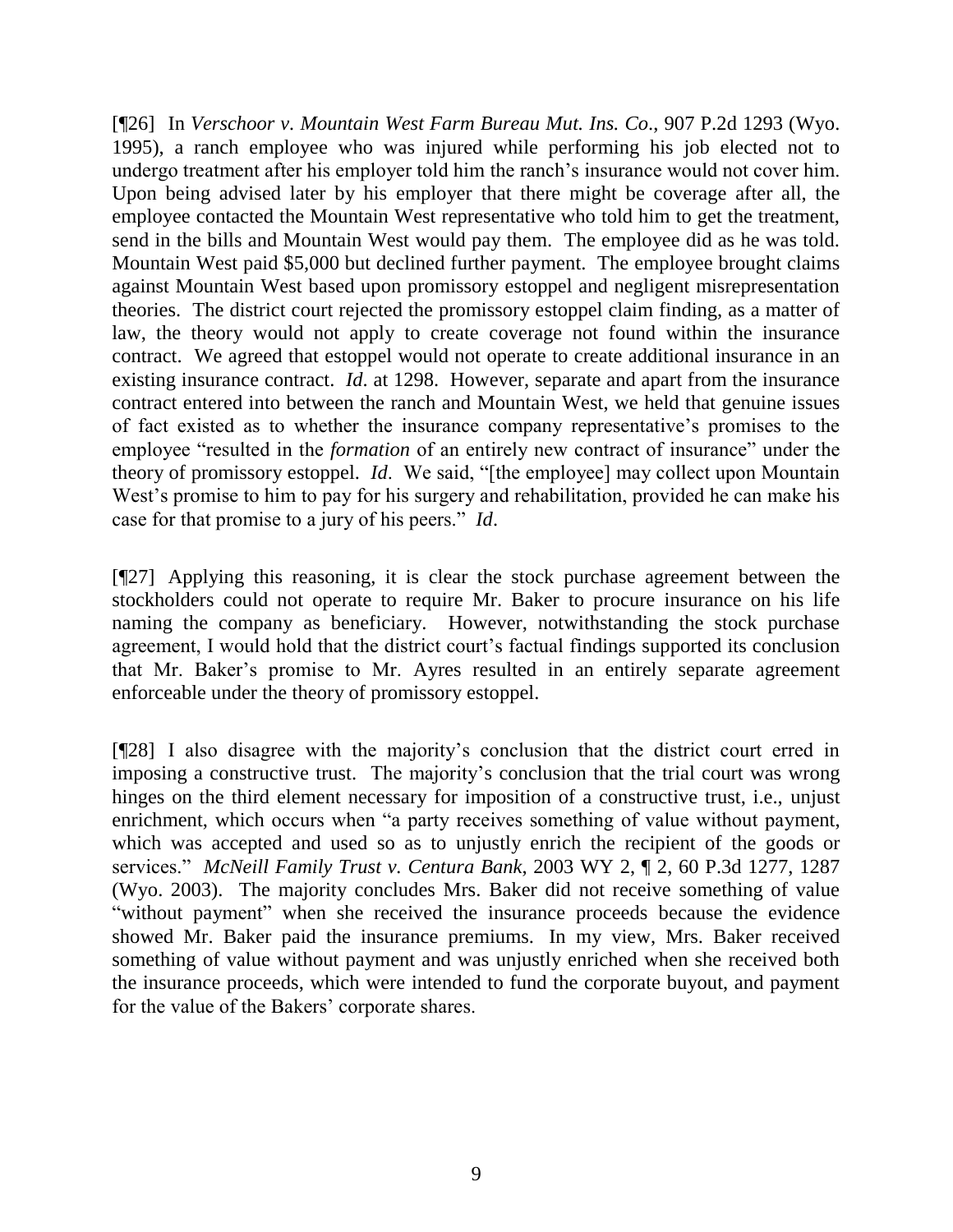[¶26] In *Verschoor v. Mountain West Farm Bureau Mut. Ins. Co.*, 907 P.2d 1293 (Wyo. 1995), a ranch employee who was injured while performing his job elected not to undergo treatment after his employer told him the ranch's insurance would not cover him. Upon being advised later by his employer that there might be coverage after all, the employee contacted the Mountain West representative who told him to get the treatment, send in the bills and Mountain West would pay them. The employee did as he was told. Mountain West paid $5,000 but declined further payment. The employee brought claims against Mountain West based upon promissory estoppel and negligent misrepresentation theories. The district court rejected the promissory estoppel claim finding, as a matter of law, the theory would not apply to create coverage not found within the insurance contract. We agreed that estoppel would not operate to create additional insurance in an existing insurance contract. *Id*. at 1298. However, separate and apart from the insurance contract entered into between the ranch and Mountain West, we held that genuine issues of fact existed as to whether the insurance company representative's promises to the employee "resulted in the *formation* of an entirely new contract of insurance" under the theory of promissory estoppel. *Id*. We said, "[the employee] may collect upon Mountain West's promise to him to pay for his surgery and rehabilitation, provided he can make his case for that promise to a jury of his peers." *Id*.

[¶27] Applying this reasoning, it is clear the stock purchase agreement between the stockholders could not operate to require Mr. Baker to procure insurance on his life naming the company as beneficiary. However, notwithstanding the stock purchase agreement, I would hold that the district court's factual findings supported its conclusion that Mr. Baker's promise to Mr. Ayres resulted in an entirely separate agreement enforceable under the theory of promissory estoppel.

[¶28] I also disagree with the majority's conclusion that the district court erred in imposing a constructive trust. The majority's conclusion that the trial court was wrong hinges on the third element necessary for imposition of a constructive trust, i.e., unjust enrichment, which occurs when "a party receives something of value without payment, which was accepted and used so as to unjustly enrich the recipient of the goods or services." *McNeill Family Trust v. Centura Bank*, 2003 WY 2, ¶ 2, 60 P.3d 1277, 1287 (Wyo. 2003). The majority concludes Mrs. Baker did not receive something of value "without payment" when she received the insurance proceeds because the evidence showed Mr. Baker paid the insurance premiums. In my view, Mrs. Baker received something of value without payment and was unjustly enriched when she received both the insurance proceeds, which were intended to fund the corporate buyout, and payment for the value of the Bakers' corporate shares.